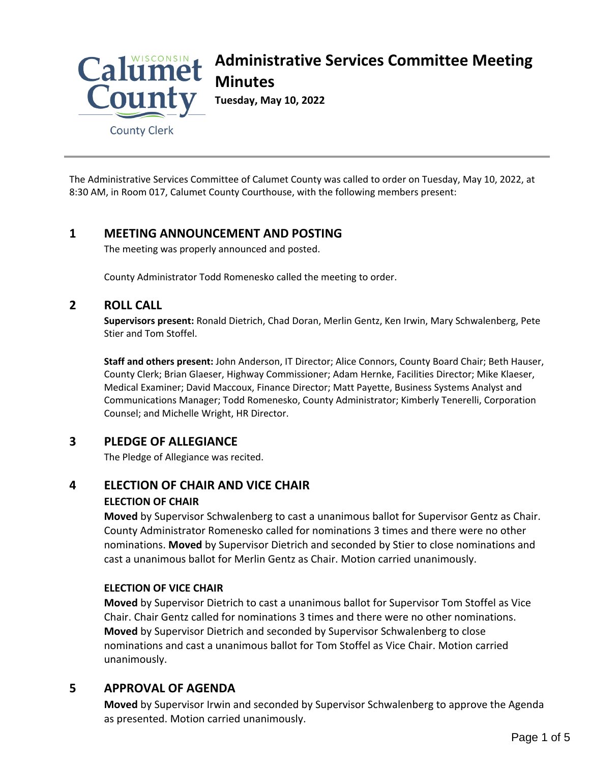Calumet County
County Clerk

# Administrative Services Committee Meeting Minutes

**Tuesday, May 10, 2022**

The Administrative Services Committee of Calumet County was called to order on Tuesday, May 10, 2022, at 8:30 AM, in Room 017, Calumet County Courthouse, with the following members present:

## 1 MEETING ANNOUNCEMENT AND POSTING

The meeting was properly announced and posted.

County Administrator Todd Romenesko called the meeting to order.

## 2 ROLL CALL

**Supervisors present:** Ronald Dietrich, Chad Doran, Merlin Gentz, Ken Irwin, Mary Schwalenberg, Pete Stier and Tom Stoffel.

**Staff and others present:** John Anderson, IT Director; Alice Connors, County Board Chair; Beth Hauser, County Clerk; Brian Glaeser, Highway Commissioner; Adam Hernke, Facilities Director; Mike Klaeser, Medical Examiner; David Maccoux, Finance Director; Matt Payette, Business Systems Analyst and Communications Manager; Todd Romenesko, County Administrator; Kimberly Tenerelli, Corporation Counsel; and Michelle Wright, HR Director.

## 3 PLEDGE OF ALLEGIANCE

The Pledge of Allegiance was recited.

## 4 ELECTION OF CHAIR AND VICE CHAIR

### ELECTION OF CHAIR

**Moved** by Supervisor Schwalenberg to cast a unanimous ballot for Supervisor Gentz as Chair. County Administrator Romenesko called for nominations 3 times and there were no other nominations. **Moved** by Supervisor Dietrich and seconded by Stier to close nominations and cast a unanimous ballot for Merlin Gentz as Chair. Motion carried unanimously.

### ELECTION OF VICE CHAIR

**Moved** by Supervisor Dietrich to cast a unanimous ballot for Supervisor Tom Stoffel as Vice Chair. Chair Gentz called for nominations 3 times and there were no other nominations. **Moved** by Supervisor Dietrich and seconded by Supervisor Schwalenberg to close nominations and cast a unanimous ballot for Tom Stoffel as Vice Chair. Motion carried unanimously.

## 5 APPROVAL OF AGENDA

**Moved** by Supervisor Irwin and seconded by Supervisor Schwalenberg to approve the Agenda as presented. Motion carried unanimously.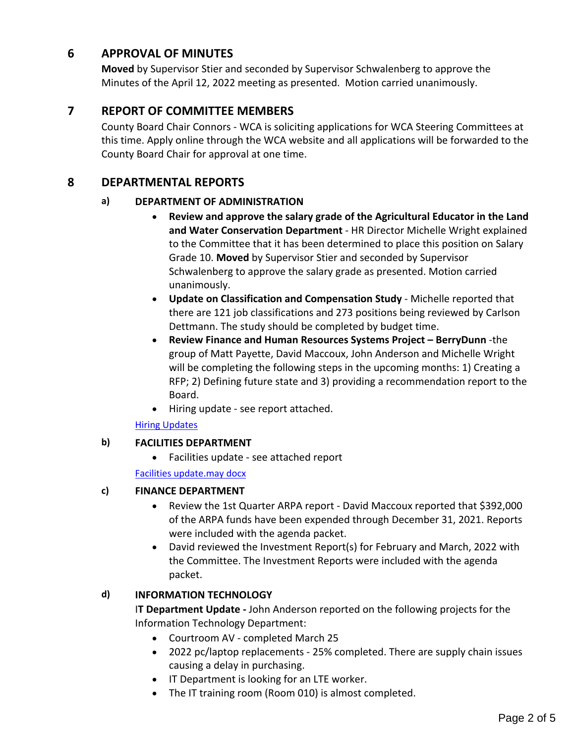## 6 APPROVAL OF MINUTES

**Moved** by Supervisor Stier and seconded by Supervisor Schwalenberg to approve the Minutes of the April 12, 2022 meeting as presented. Motion carried unanimously.

## 7 REPORT OF COMMITTEE MEMBERS

County Board Chair Connors - WCA is soliciting applications for WCA Steering Committees at this time. Apply online through the WCA website and all applications will be forwarded to the County Board Chair for approval at one time.

## 8 DEPARTMENTAL REPORTS

### a) DEPARTMENT OF ADMINISTRATION

- **Review and approve the salary grade of the Agricultural Educator in the Land and Water Conservation Department** - HR Director Michelle Wright explained to the Committee that it has been determined to place this position on Salary Grade 10. **Moved** by Supervisor Stier and seconded by Supervisor Schwalenberg to approve the salary grade as presented. Motion carried unanimously.
- **Update on Classification and Compensation Study** - Michelle reported that there are 121 job classifications and 273 positions being reviewed by Carlson Dettmann. The study should be completed by budget time.
- **Review Finance and Human Resources Systems Project – BerryDunn** -the group of Matt Payette, David Maccoux, John Anderson and Michelle Wright will be completing the following steps in the upcoming months: 1) Creating a RFP; 2) Defining future state and 3) providing a recommendation report to the Board.
- Hiring update - see report attached.

Hiring Updates

### b) FACILITIES DEPARTMENT

- Facilities update - see attached report

Facilities update.may docx

### c) FINANCE DEPARTMENT

- Review the 1st Quarter ARPA report - David Maccoux reported that $392,000 of the ARPA funds have been expended through December 31, 2021. Reports were included with the agenda packet.
- David reviewed the Investment Report(s) for February and March, 2022 with the Committee. The Investment Reports were included with the agenda packet.

### d) INFORMATION TECHNOLOGY

I**T Department Update -** John Anderson reported on the following projects for the Information Technology Department:

- Courtroom AV - completed March 25
- 2022 pc/laptop replacements - 25% completed. There are supply chain issues causing a delay in purchasing.
- IT Department is looking for an LTE worker.
- The IT training room (Room 010) is almost completed.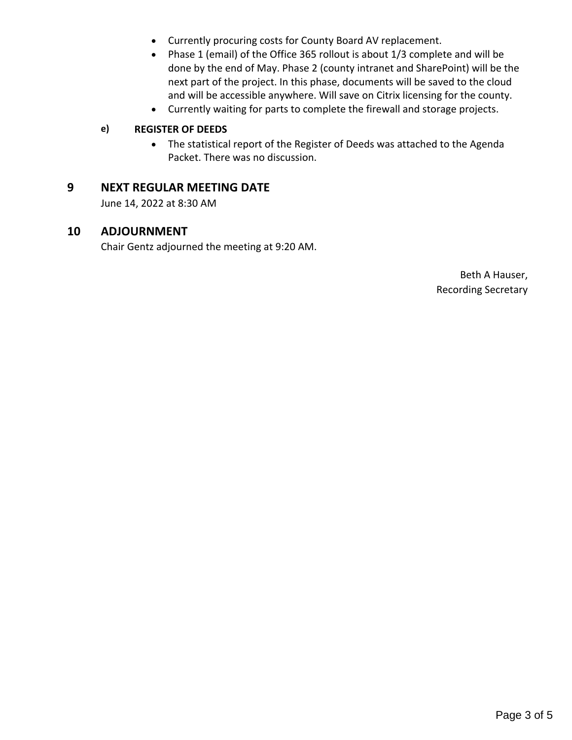- Currently procuring costs for County Board AV replacement.
- Phase 1 (email) of the Office 365 rollout is about 1/3 complete and will be done by the end of May. Phase 2 (county intranet and SharePoint) will be the next part of the project. In this phase, documents will be saved to the cloud and will be accessible anywhere. Will save on Citrix licensing for the county.
- Currently waiting for parts to complete the firewall and storage projects.

**e) REGISTER OF DEEDS**

- The statistical report of the Register of Deeds was attached to the Agenda Packet. There was no discussion.

## 9 NEXT REGULAR MEETING DATE

June 14, 2022 at 8:30 AM

## 10 ADJOURNMENT

Chair Gentz adjourned the meeting at 9:20 AM.

Beth A Hauser,
Recording Secretary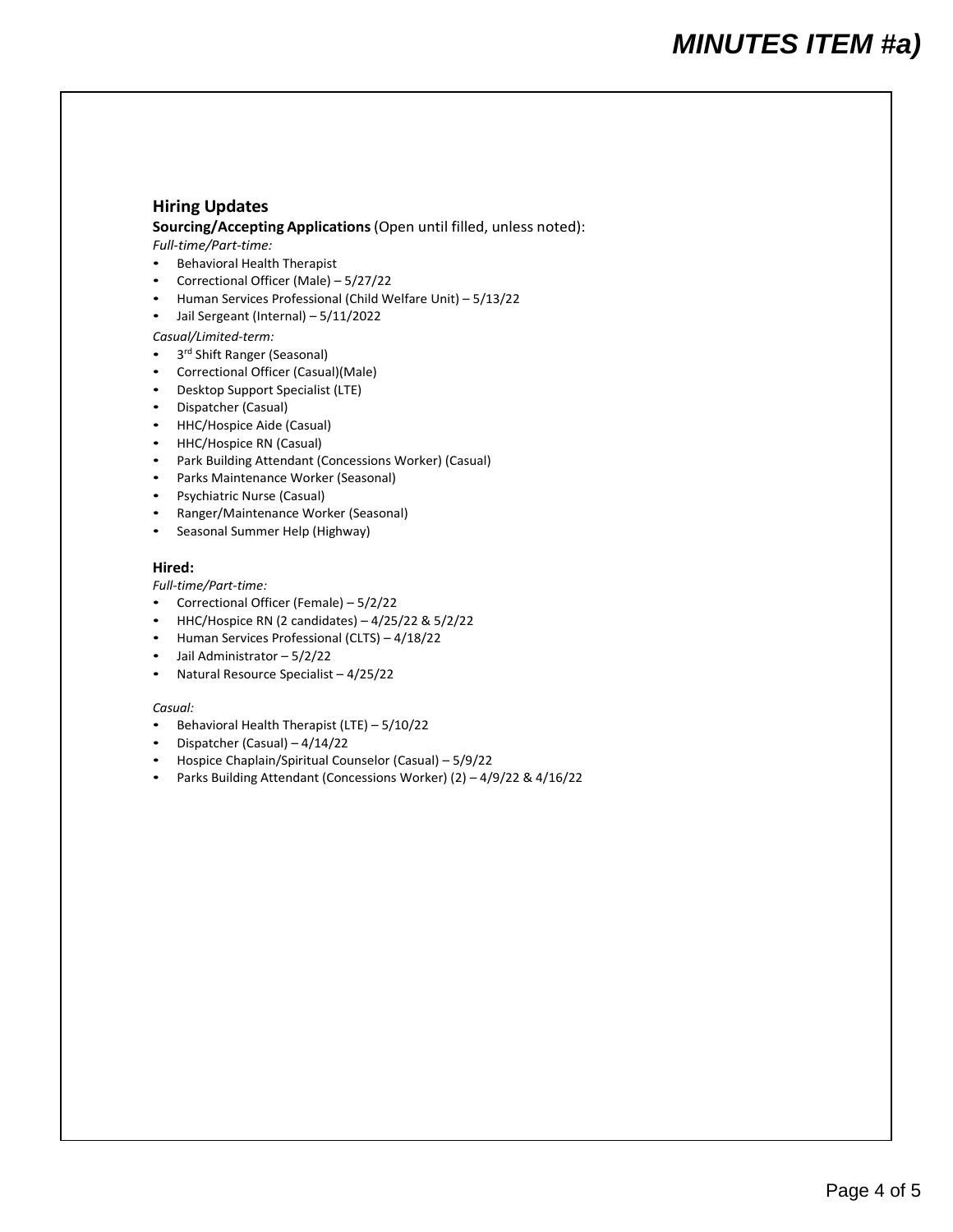## Hiring Updates

**Sourcing/Accepting Applications** (Open until filled, unless noted):

*Full-time/Part-time:*

- Behavioral Health Therapist
- Correctional Officer (Male) – 5/27/22
- Human Services Professional (Child Welfare Unit) – 5/13/22
- Jail Sergeant (Internal) – 5/11/2022

*Casual/Limited-term:*

- 3rd Shift Ranger (Seasonal)
- Correctional Officer (Casual)(Male)
- Desktop Support Specialist (LTE)
- Dispatcher (Casual)
- HHC/Hospice Aide (Casual)
- HHC/Hospice RN (Casual)
- Park Building Attendant (Concessions Worker) (Casual)
- Parks Maintenance Worker (Seasonal)
- Psychiatric Nurse (Casual)
- Ranger/Maintenance Worker (Seasonal)
- Seasonal Summer Help (Highway)

**Hired:**

*Full-time/Part-time:*

- Correctional Officer (Female) – 5/2/22
- HHC/Hospice RN (2 candidates) – 4/25/22 & 5/2/22
- Human Services Professional (CLTS) – 4/18/22
- Jail Administrator – 5/2/22
- Natural Resource Specialist – 4/25/22

*Casual:*

- Behavioral Health Therapist (LTE) – 5/10/22
- Dispatcher (Casual) – 4/14/22
- Hospice Chaplain/Spiritual Counselor (Casual) – 5/9/22
- Parks Building Attendant (Concessions Worker) (2) – 4/9/22 & 4/16/22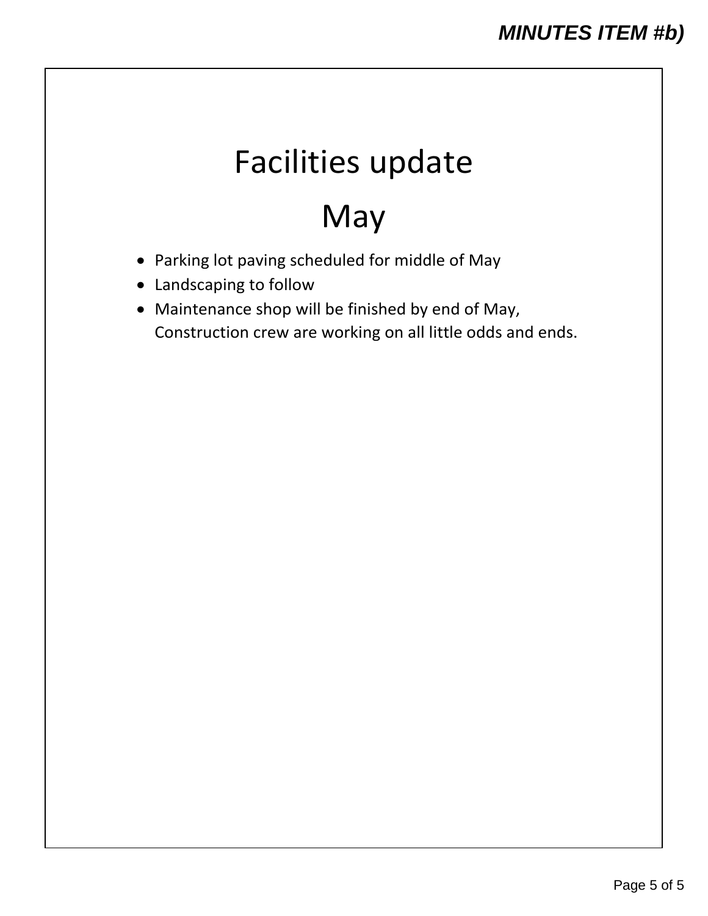***MINUTES ITEM #b)***

# Facilities update

# May

- Parking lot paving scheduled for middle of May
- Landscaping to follow
- Maintenance shop will be finished by end of May, Construction crew are working on all little odds and ends.